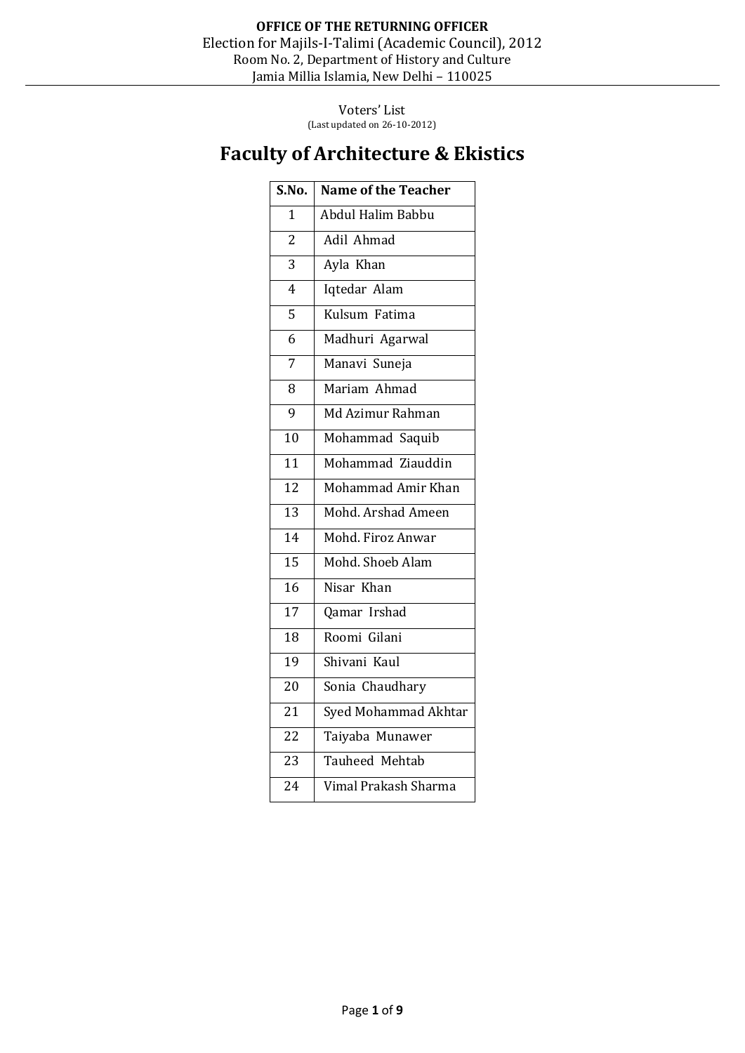**OFFICE OF THE RETURNING OFFICER**

Election for Majils-I-Talimi (Academic Council), 2012

Room No. 2, Department of History and Culture

Jamia Millia Islamia, New Delhi – 110025

Voters' List

(Last updated on 26-10-2012)

# Faculty of Architecture & Ekistics

| S.No. | Name of the Teacher |
|---|---|
| 1 | Abdul Halim Babbu |
| 2 | Adil Ahmad |
| 3 | Ayla Khan |
| 4 | Iqtedar Alam |
| 5 | Kulsum Fatima |
| 6 | Madhuri Agarwal |
| 7 | Manavi Suneja |
| 8 | Mariam Ahmad |
| 9 | Md Azimur Rahman |
| 10 | Mohammad Saquib |
| 11 | Mohammad Ziauddin |
| 12 | Mohammad Amir Khan |
| 13 | Mohd. Arshad Ameen |
| 14 | Mohd. Firoz Anwar |
| 15 | Mohd. Shoeb Alam |
| 16 | Nisar Khan |
| 17 | Qamar Irshad |
| 18 | Roomi Gilani |
| 19 | Shivani Kaul |
| 20 | Sonia Chaudhary |
| 21 | Syed Mohammad Akhtar |
| 22 | Taiyaba Munawer |
| 23 | Tauheed Mehtab |
| 24 | Vimal Prakash Sharma |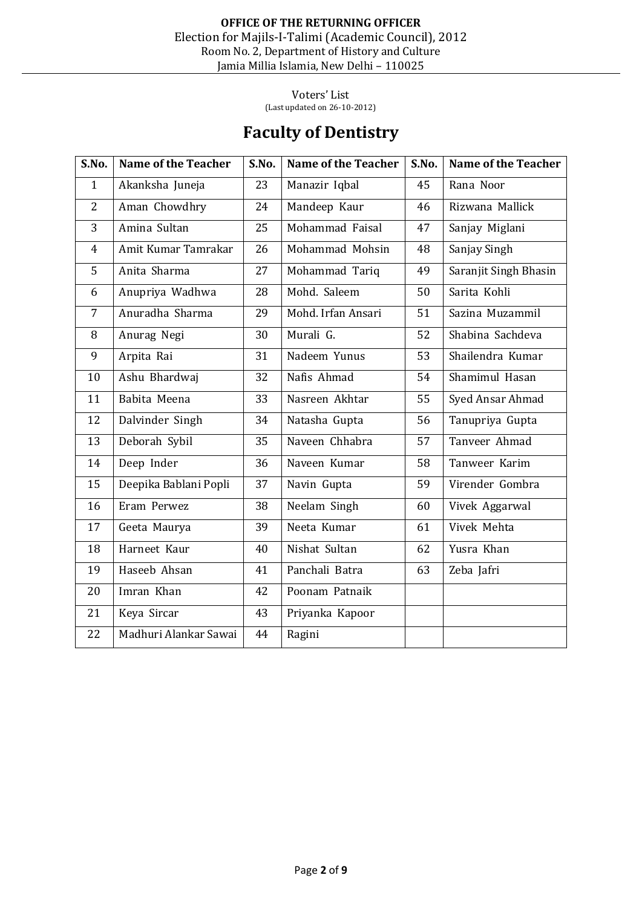**OFFICE OF THE RETURNING OFFICER**
Election for Majils-I-Talimi (Academic Council), 2012
Room No. 2, Department of History and Culture
Jamia Millia Islamia, New Delhi – 110025

Voters' List
(Last updated on 26-10-2012)

# Faculty of Dentistry

| S.No. | Name of the Teacher | S.No. | Name of the Teacher | S.No. | Name of the Teacher |
|---|---|---|---|---|---|
| 1 | Akanksha Juneja | 23 | Manazir Iqbal | 45 | Rana Noor |
| 2 | Aman Chowdhry | 24 | Mandeep Kaur | 46 | Rizwana Mallick |
| 3 | Amina Sultan | 25 | Mohammad Faisal | 47 | Sanjay Miglani |
| 4 | Amit Kumar Tamrakar | 26 | Mohammad Mohsin | 48 | Sanjay Singh |
| 5 | Anita Sharma | 27 | Mohammad Tariq | 49 | Saranjit Singh Bhasin |
| 6 | Anupriya Wadhwa | 28 | Mohd. Saleem | 50 | Sarita Kohli |
| 7 | Anuradha Sharma | 29 | Mohd. Irfan Ansari | 51 | Sazina Muzammil |
| 8 | Anurag Negi | 30 | Murali G. | 52 | Shabina Sachdeva |
| 9 | Arpita Rai | 31 | Nadeem Yunus | 53 | Shailendra Kumar |
| 10 | Ashu Bhardwaj | 32 | Nafis Ahmad | 54 | Shamimul Hasan |
| 11 | Babita Meena | 33 | Nasreen Akhtar | 55 | Syed Ansar Ahmad |
| 12 | Dalvinder Singh | 34 | Natasha Gupta | 56 | Tanupriya Gupta |
| 13 | Deborah Sybil | 35 | Naveen Chhabra | 57 | Tanveer Ahmad |
| 14 | Deep Inder | 36 | Naveen Kumar | 58 | Tanweer Karim |
| 15 | Deepika Bablani Popli | 37 | Navin Gupta | 59 | Virender Gombra |
| 16 | Eram Perwez | 38 | Neelam Singh | 60 | Vivek Aggarwal |
| 17 | Geeta Maurya | 39 | Neeta Kumar | 61 | Vivek Mehta |
| 18 | Harneet Kaur | 40 | Nishat Sultan | 62 | Yusra Khan |
| 19 | Haseeb Ahsan | 41 | Panchali Batra | 63 | Zeba Jafri |
| 20 | Imran Khan | 42 | Poonam Patnaik | | |
| 21 | Keya Sircar | 43 | Priyanka Kapoor | | |
| 22 | Madhuri Alankar Sawai | 44 | Ragini | | |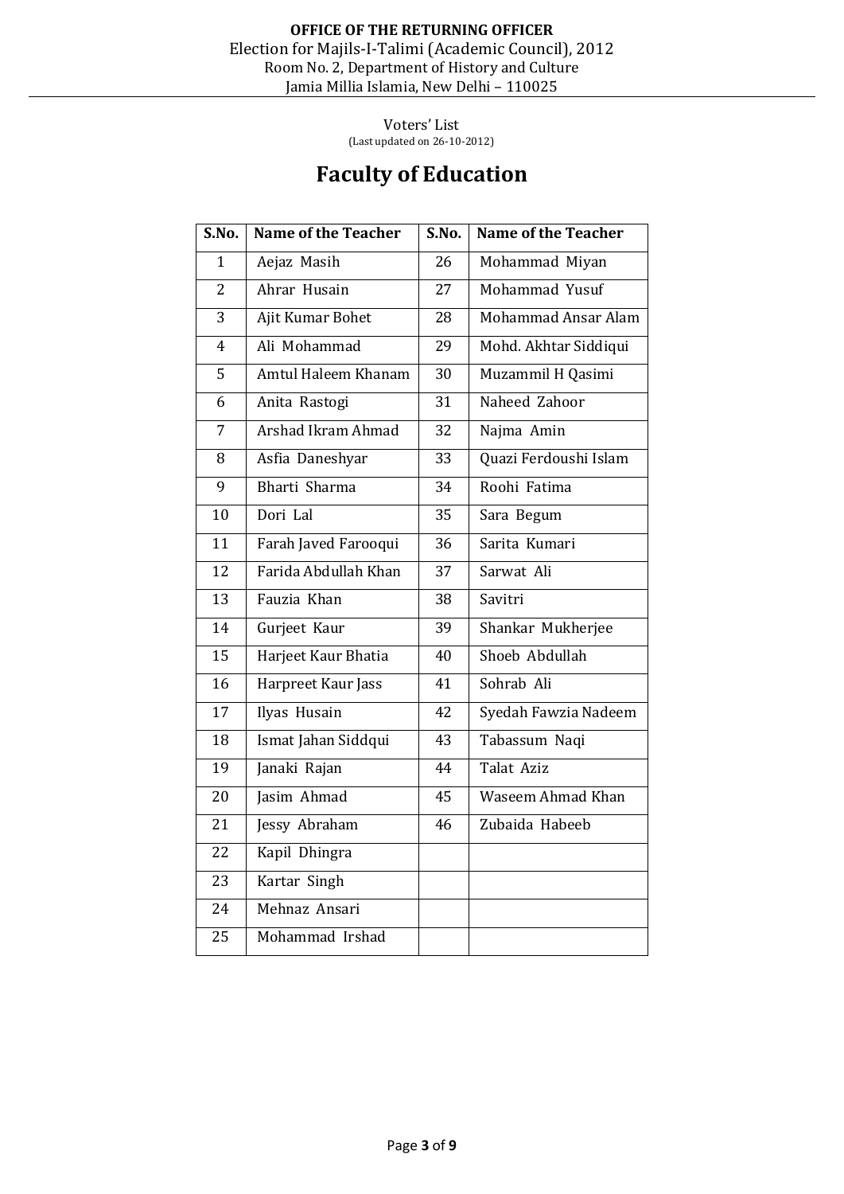**OFFICE OF THE RETURNING OFFICER**
Election for Majils-I-Talimi (Academic Council), 2012
Room No. 2, Department of History and Culture
Jamia Millia Islamia, New Delhi – 110025

Voters' List
(Last updated on 26-10-2012)

# Faculty of Education

| S.No. | Name of the Teacher | S.No. | Name of the Teacher |
|---|---|---|---|
| 1 | Aejaz Masih | 26 | Mohammad Miyan |
| 2 | Ahrar Husain | 27 | Mohammad Yusuf |
| 3 | Ajit Kumar Bohet | 28 | Mohammad Ansar Alam |
| 4 | Ali Mohammad | 29 | Mohd. Akhtar Siddiqui |
| 5 | Amtul Haleem Khanam | 30 | Muzammil H Qasimi |
| 6 | Anita Rastogi | 31 | Naheed Zahoor |
| 7 | Arshad Ikram Ahmad | 32 | Najma Amin |
| 8 | Asfia Daneshyar | 33 | Quazi Ferdoushi Islam |
| 9 | Bharti Sharma | 34 | Roohi Fatima |
| 10 | Dori Lal | 35 | Sara Begum |
| 11 | Farah Javed Farooqui | 36 | Sarita Kumari |
| 12 | Farida Abdullah Khan | 37 | Sarwat Ali |
| 13 | Fauzia Khan | 38 | Savitri |
| 14 | Gurjeet Kaur | 39 | Shankar Mukherjee |
| 15 | Harjeet Kaur Bhatia | 40 | Shoeb Abdullah |
| 16 | Harpreet Kaur Jass | 41 | Sohrab Ali |
| 17 | Ilyas Husain | 42 | Syedah Fawzia Nadeem |
| 18 | Ismat Jahan Siddqui | 43 | Tabassum Naqi |
| 19 | Janaki Rajan | 44 | Talat Aziz |
| 20 | Jasim Ahmad | 45 | Waseem Ahmad Khan |
| 21 | Jessy Abraham | 46 | Zubaida Habeeb |
| 22 | Kapil Dhingra | | |
| 23 | Kartar Singh | | |
| 24 | Mehnaz Ansari | | |
| 25 | Mohammad Irshad | | |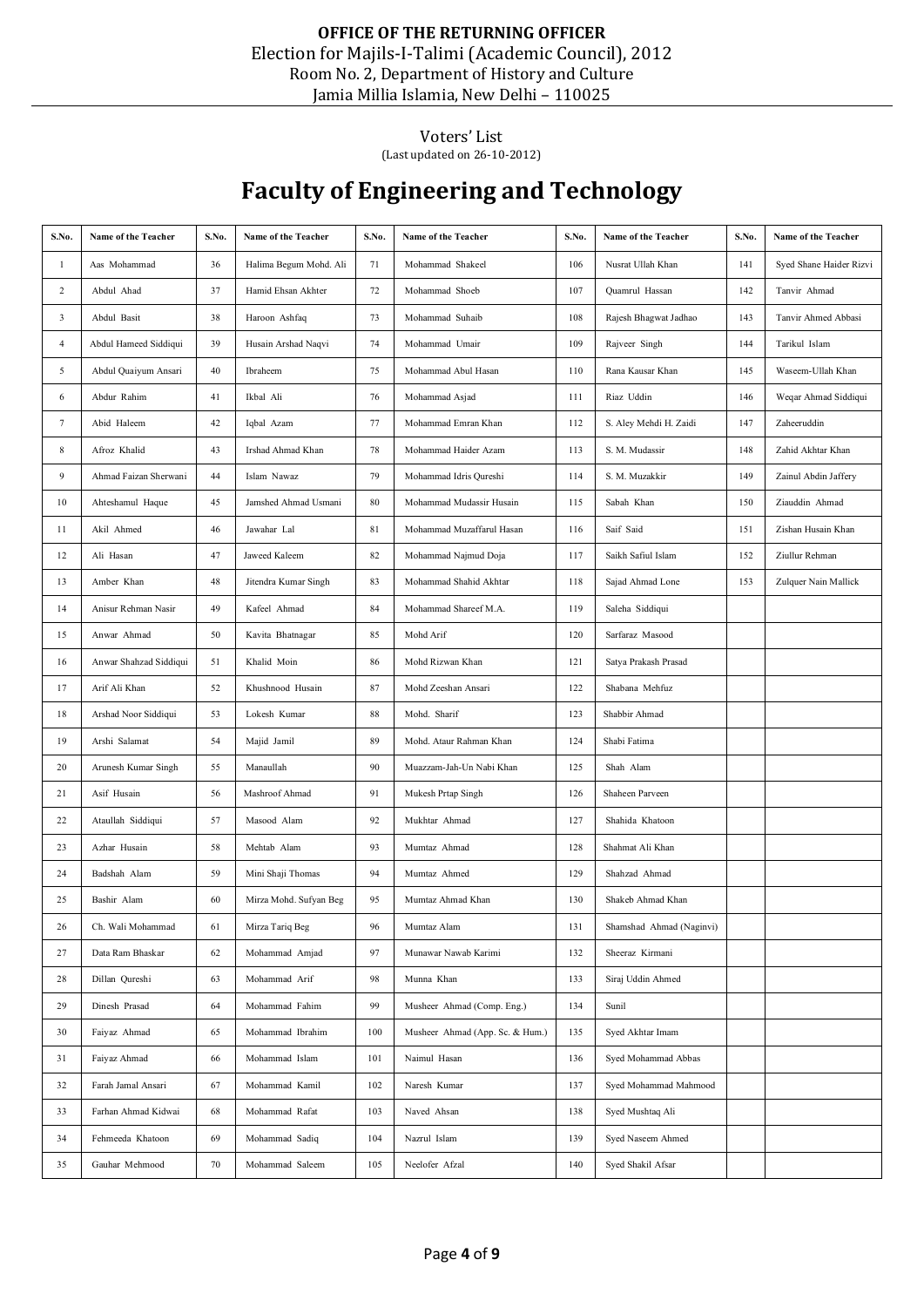**OFFICE OF THE RETURNING OFFICER**
Election for Majils-I-Talimi (Academic Council), 2012
Room No. 2, Department of History and Culture
Jamia Millia Islamia, New Delhi – 110025

Voters' List
(Last updated on 26-10-2012)

# Faculty of Engineering and Technology

| S.No. | Name of the Teacher | S.No. | Name of the Teacher | S.No. | Name of the Teacher | S.No. | Name of the Teacher | S.No. | Name of the Teacher |
|---|---|---|---|---|---|---|---|---|---|
| 1 | Aas Mohammad | 36 | Halima Begum Mohd. Ali | 71 | Mohammad Shakeel | 106 | Nusrat Ullah Khan | 141 | Syed Shane Haider Rizvi |
| 2 | Abdul Ahad | 37 | Hamid Ehsan Akhter | 72 | Mohammad Shoeb | 107 | Quamrul Hassan | 142 | Tanvir Ahmad |
| 3 | Abdul Basit | 38 | Haroon Ashfaq | 73 | Mohammad Suhaib | 108 | Rajesh Bhagwat Jadhao | 143 | Tanvir Ahmed Abbasi |
| 4 | Abdul Hameed Siddiqui | 39 | Husain Arshad Naqvi | 74 | Mohammad Umair | 109 | Rajveer Singh | 144 | Tarikul Islam |
| 5 | Abdul Quaiyum Ansari | 40 | Ibraheem | 75 | Mohammad Abul Hasan | 110 | Rana Kausar Khan | 145 | Waseem-Ullah Khan |
| 6 | Abdur Rahim | 41 | Ikbal Ali | 76 | Mohammad Asjad | 111 | Riaz Uddin | 146 | Weqar Ahmad Siddiqui |
| 7 | Abid Haleem | 42 | Iqbal Azam | 77 | Mohammad Emran Khan | 112 | S. Aley Mehdi H. Zaidi | 147 | Zaheeruddin |
| 8 | Afroz Khalid | 43 | Irshad Ahmad Khan | 78 | Mohammad Haider Azam | 113 | S. M. Mudassir | 148 | Zahid Akhtar Khan |
| 9 | Ahmad Faizan Sherwani | 44 | Islam Nawaz | 79 | Mohammad Idris Qureshi | 114 | S. M. Muzakkir | 149 | Zainul Abdin Jaffery |
| 10 | Ahteshamul Haque | 45 | Jamshed Ahmad Usmani | 80 | Mohammad Mudassir Husain | 115 | Sabah Khan | 150 | Ziauddin Ahmad |
| 11 | Akil Ahmed | 46 | Jawahar Lal | 81 | Mohammad Muzaffarul Hasan | 116 | Saif Said | 151 | Zishan Husain Khan |
| 12 | Ali Hasan | 47 | Jaweed Kaleem | 82 | Mohammad Najmud Doja | 117 | Saikh Safiul Islam | 152 | Ziullur Rehman |
| 13 | Amber Khan | 48 | Jitendra Kumar Singh | 83 | Mohammad Shahid Akhtar | 118 | Sajad Ahmad Lone | 153 | Zulquer Nain Mallick |
| 14 | Anisur Rehman Nasir | 49 | Kafeel Ahmad | 84 | Mohammad Shareef M.A. | 119 | Saleha Siddiqui | | |
| 15 | Anwar Ahmad | 50 | Kavita Bhatnagar | 85 | Mohd Arif | 120 | Sarfaraz Masood | | |
| 16 | Anwar Shahzad Siddiqui | 51 | Khalid Moin | 86 | Mohd Rizwan Khan | 121 | Satya Prakash Prasad | | |
| 17 | Arif Ali Khan | 52 | Khushnood Husain | 87 | Mohd Zeeshan Ansari | 122 | Shabana Mehfuz | | |
| 18 | Arshad Noor Siddiqui | 53 | Lokesh Kumar | 88 | Mohd. Sharif | 123 | Shabbir Ahmad | | |
| 19 | Arshi Salamat | 54 | Majid Jamil | 89 | Mohd. Ataur Rahman Khan | 124 | Shabi Fatima | | |
| 20 | Arunesh Kumar Singh | 55 | Manaullah | 90 | Muazzam-Jah-Un Nabi Khan | 125 | Shah Alam | | |
| 21 | Asif Husain | 56 | Mashroof Ahmad | 91 | Mukesh Prtap Singh | 126 | Shaheen Parveen | | |
| 22 | Ataullah Siddiqui | 57 | Masood Alam | 92 | Mukhtar Ahmad | 127 | Shahida Khatoon | | |
| 23 | Azhar Husain | 58 | Mehtab Alam | 93 | Mumtaz Ahmad | 128 | Shahmat Ali Khan | | |
| 24 | Badshah Alam | 59 | Mini Shaji Thomas | 94 | Mumtaz Ahmed | 129 | Shahzad Ahmad | | |
| 25 | Bashir Alam | 60 | Mirza Mohd. Sufyan Beg | 95 | Mumtaz Ahmad Khan | 130 | Shakeb Ahmad Khan | | |
| 26 | Ch. Wali Mohammad | 61 | Mirza Tariq Beg | 96 | Mumtaz Alam | 131 | Shamshad Ahmad (Naginvi) | | |
| 27 | Data Ram Bhaskar | 62 | Mohammad Amjad | 97 | Munawar Nawab Karimi | 132 | Sheeraz Kirmani | | |
| 28 | Dillan Qureshi | 63 | Mohammad Arif | 98 | Munna Khan | 133 | Siraj Uddin Ahmed | | |
| 29 | Dinesh Prasad | 64 | Mohammad Fahim | 99 | Musheer Ahmad (Comp. Eng.) | 134 | Sunil | | |
| 30 | Faiyaz Ahmad | 65 | Mohammad Ibrahim | 100 | Musheer Ahmad (App. Sc. & Hum.) | 135 | Syed Akhtar Imam | | |
| 31 | Faiyaz Ahmad | 66 | Mohammad Islam | 101 | Naimul Hasan | 136 | Syed Mohammad Abbas | | |
| 32 | Farah Jamal Ansari | 67 | Mohammad Kamil | 102 | Naresh Kumar | 137 | Syed Mohammad Mahmood | | |
| 33 | Farhan Ahmad Kidwai | 68 | Mohammad Rafat | 103 | Naved Ahsan | 138 | Syed Mushtaq Ali | | |
| 34 | Fehmeeda Khatoon | 69 | Mohammad Sadiq | 104 | Nazrul Islam | 139 | Syed Naseem Ahmed | | |
| 35 | Gauhar Mehmood | 70 | Mohammad Saleem | 105 | Neelofer Afzal | 140 | Syed Shakil Afsar | | |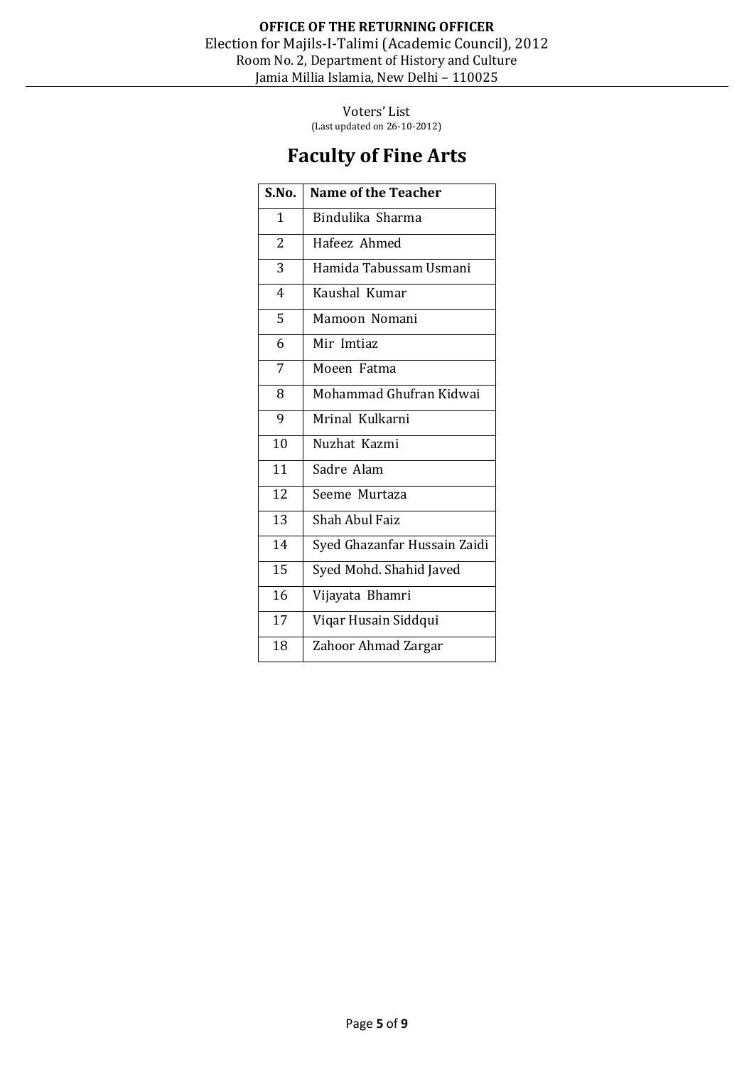**OFFICE OF THE RETURNING OFFICER**

Election for Majils-I-Talimi (Academic Council), 2012

Room No. 2, Department of History and Culture

Jamia Millia Islamia, New Delhi – 110025

Voters' List

(Last updated on 26-10-2012)

# Faculty of Fine Arts

| S.No. | Name of the Teacher |
|---|---|
| 1 | Bindulika Sharma |
| 2 | Hafeez Ahmed |
| 3 | Hamida Tabussam Usmani |
| 4 | Kaushal Kumar |
| 5 | Mamoon Nomani |
| 6 | Mir Imtiaz |
| 7 | Moeen Fatma |
| 8 | Mohammad Ghufran Kidwai |
| 9 | Mrinal Kulkarni |
| 10 | Nuzhat Kazmi |
| 11 | Sadre Alam |
| 12 | Seeme Murtaza |
| 13 | Shah Abul Faiz |
| 14 | Syed Ghazanfar Hussain Zaidi |
| 15 | Syed Mohd. Shahid Javed |
| 16 | Vijayata Bhamri |
| 17 | Viqar Husain Siddqui |
| 18 | Zahoor Ahmad Zargar |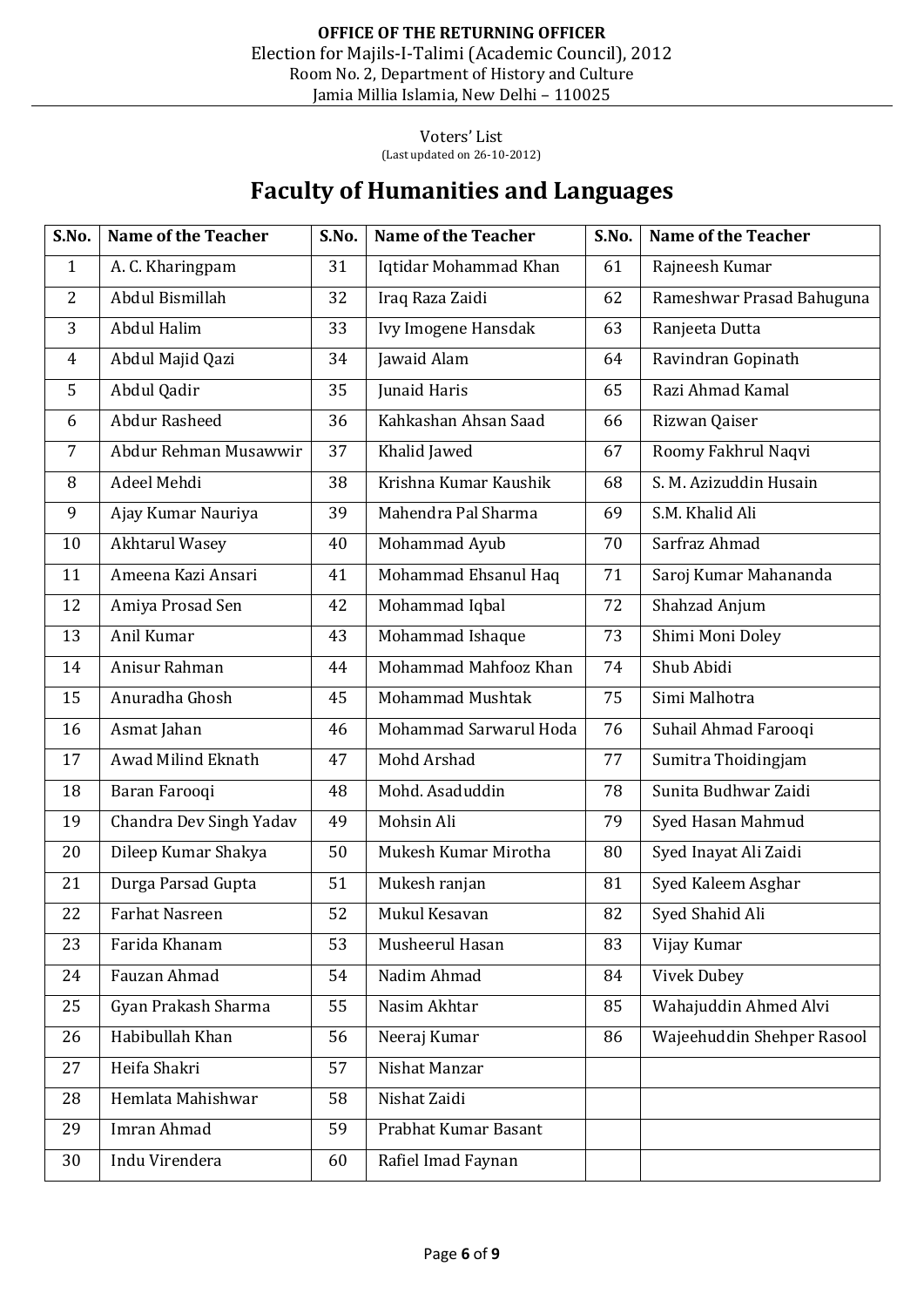**OFFICE OF THE RETURNING OFFICER**
Election for Majils-I-Talimi (Academic Council), 2012
Room No. 2, Department of History and Culture
Jamia Millia Islamia, New Delhi – 110025

Voters' List
(Last updated on 26-10-2012)

# Faculty of Humanities and Languages

| S.No. | Name of the Teacher | S.No. | Name of the Teacher | S.No. | Name of the Teacher |
|---|---|---|---|---|---|
| 1 | A. C. Kharingpam | 31 | Iqtidar Mohammad Khan | 61 | Rajneesh Kumar |
| 2 | Abdul Bismillah | 32 | Iraq Raza Zaidi | 62 | Rameshwar Prasad Bahuguna |
| 3 | Abdul Halim | 33 | Ivy Imogene Hansdak | 63 | Ranjeeta Dutta |
| 4 | Abdul Majid Qazi | 34 | Jawaid Alam | 64 | Ravindran Gopinath |
| 5 | Abdul Qadir | 35 | Junaid Haris | 65 | Razi Ahmad Kamal |
| 6 | Abdur Rasheed | 36 | Kahkashan Ahsan Saad | 66 | Rizwan Qaiser |
| 7 | Abdur Rehman Musawwir | 37 | Khalid Jawed | 67 | Roomy Fakhrul Naqvi |
| 8 | Adeel Mehdi | 38 | Krishna Kumar Kaushik | 68 | S. M. Azizuddin Husain |
| 9 | Ajay Kumar Nauriya | 39 | Mahendra Pal Sharma | 69 | S.M. Khalid Ali |
| 10 | Akhtarul Wasey | 40 | Mohammad Ayub | 70 | Sarfraz Ahmad |
| 11 | Ameena Kazi Ansari | 41 | Mohammad Ehsanul Haq | 71 | Saroj Kumar Mahananda |
| 12 | Amiya Prosad Sen | 42 | Mohammad Iqbal | 72 | Shahzad Anjum |
| 13 | Anil Kumar | 43 | Mohammad Ishaque | 73 | Shimi Moni Doley |
| 14 | Anisur Rahman | 44 | Mohammad Mahfooz Khan | 74 | Shub Abidi |
| 15 | Anuradha Ghosh | 45 | Mohammad Mushtak | 75 | Simi Malhotra |
| 16 | Asmat Jahan | 46 | Mohammad Sarwarul Hoda | 76 | Suhail Ahmad Farooqi |
| 17 | Awad Milind Eknath | 47 | Mohd Arshad | 77 | Sumitra Thoidingjam |
| 18 | Baran Farooqi | 48 | Mohd. Asaduddin | 78 | Sunita Budhwar Zaidi |
| 19 | Chandra Dev Singh Yadav | 49 | Mohsin Ali | 79 | Syed Hasan Mahmud |
| 20 | Dileep Kumar Shakya | 50 | Mukesh Kumar Mirotha | 80 | Syed Inayat Ali Zaidi |
| 21 | Durga Parsad Gupta | 51 | Mukesh ranjan | 81 | Syed Kaleem Asghar |
| 22 | Farhat Nasreen | 52 | Mukul Kesavan | 82 | Syed Shahid Ali |
| 23 | Farida Khanam | 53 | Musheerul Hasan | 83 | Vijay Kumar |
| 24 | Fauzan Ahmad | 54 | Nadim Ahmad | 84 | Vivek Dubey |
| 25 | Gyan Prakash Sharma | 55 | Nasim Akhtar | 85 | Wahajuddin Ahmed Alvi |
| 26 | Habibullah Khan | 56 | Neeraj Kumar | 86 | Wajeehuddin Shehper Rasool |
| 27 | Heifa Shakri | 57 | Nishat Manzar | | |
| 28 | Hemlata Mahishwar | 58 | Nishat Zaidi | | |
| 29 | Imran Ahmad | 59 | Prabhat Kumar Basant | | |
| 30 | Indu Virendera | 60 | Rafiel Imad Faynan | | |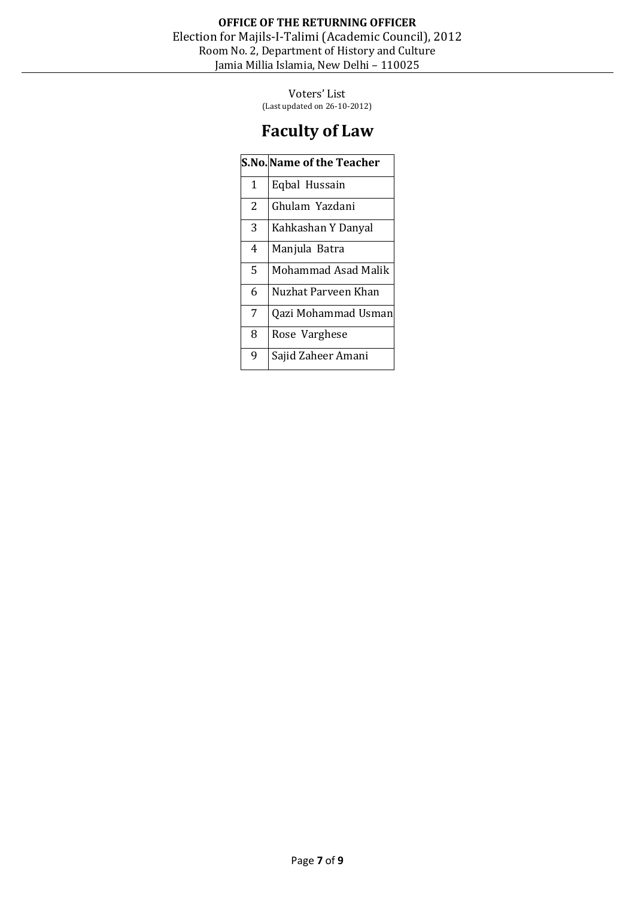**OFFICE OF THE RETURNING OFFICER**
Election for Majils-I-Talimi (Academic Council), 2012
Room No. 2, Department of History and Culture
Jamia Millia Islamia, New Delhi – 110025

Voters' List
(Last updated on 26-10-2012)

# Faculty of Law

| S.No. | Name of the Teacher |
|---|---|
| 1 | Eqbal Hussain |
| 2 | Ghulam Yazdani |
| 3 | Kahkashan Y Danyal |
| 4 | Manjula Batra |
| 5 | Mohammad Asad Malik |
| 6 | Nuzhat Parveen Khan |
| 7 | Qazi Mohammad Usman |
| 8 | Rose Varghese |
| 9 | Sajid Zaheer Amani |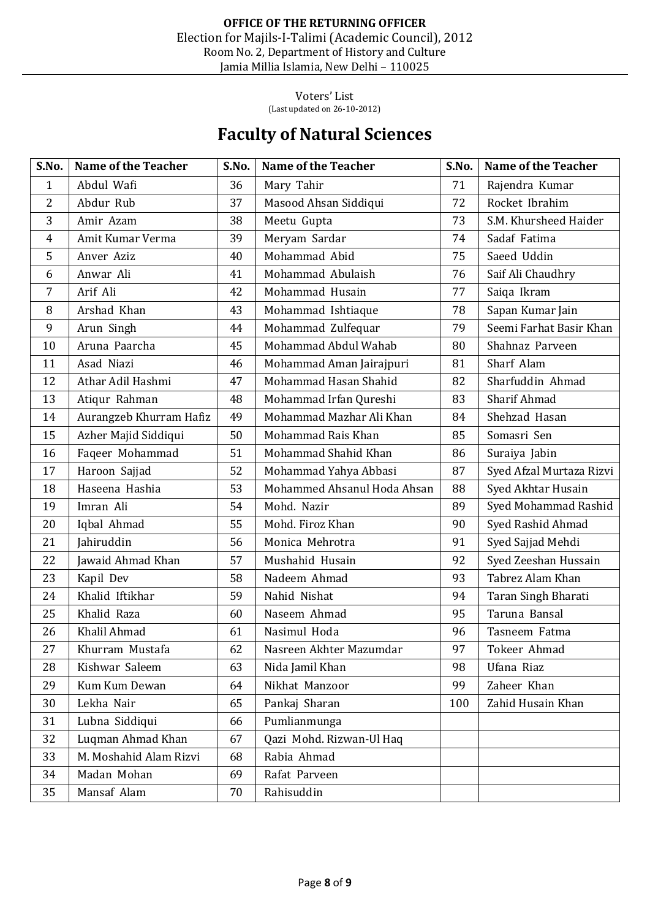**OFFICE OF THE RETURNING OFFICER**
Election for Majils-I-Talimi (Academic Council), 2012
Room No. 2, Department of History and Culture
Jamia Millia Islamia, New Delhi – 110025

Voters' List
(Last updated on 26-10-2012)

# Faculty of Natural Sciences

| S.No. | Name of the Teacher | S.No. | Name of the Teacher | S.No. | Name of the Teacher |
|---|---|---|---|---|---|
| 1 | Abdul Wafi | 36 | Mary Tahir | 71 | Rajendra Kumar |
| 2 | Abdur Rub | 37 | Masood Ahsan Siddiqui | 72 | Rocket Ibrahim |
| 3 | Amir Azam | 38 | Meetu Gupta | 73 | S.M. Khursheed Haider |
| 4 | Amit Kumar Verma | 39 | Meryam Sardar | 74 | Sadaf Fatima |
| 5 | Anver Aziz | 40 | Mohammad Abid | 75 | Saeed Uddin |
| 6 | Anwar Ali | 41 | Mohammad Abulaish | 76 | Saif Ali Chaudhry |
| 7 | Arif Ali | 42 | Mohammad Husain | 77 | Saiqa Ikram |
| 8 | Arshad Khan | 43 | Mohammad Ishtiaque | 78 | Sapan Kumar Jain |
| 9 | Arun Singh | 44 | Mohammad Zulfequar | 79 | Seemi Farhat Basir Khan |
| 10 | Aruna Paarcha | 45 | Mohammad Abdul Wahab | 80 | Shahnaz Parveen |
| 11 | Asad Niazi | 46 | Mohammad Aman Jairajpuri | 81 | Sharf Alam |
| 12 | Athar Adil Hashmi | 47 | Mohammad Hasan Shahid | 82 | Sharfuddin Ahmad |
| 13 | Atiqur Rahman | 48 | Mohammad Irfan Qureshi | 83 | Sharif Ahmad |
| 14 | Aurangzeb Khurram Hafiz | 49 | Mohammad Mazhar Ali Khan | 84 | Shehzad Hasan |
| 15 | Azher Majid Siddiqui | 50 | Mohammad Rais Khan | 85 | Somasri Sen |
| 16 | Faqeer Mohammad | 51 | Mohammad Shahid Khan | 86 | Suraiya Jabin |
| 17 | Haroon Sajjad | 52 | Mohammad Yahya Abbasi | 87 | Syed Afzal Murtaza Rizvi |
| 18 | Haseena Hashia | 53 | Mohammed Ahsanul Hoda Ahsan | 88 | Syed Akhtar Husain |
| 19 | Imran Ali | 54 | Mohd. Nazir | 89 | Syed Mohammad Rashid |
| 20 | Iqbal Ahmad | 55 | Mohd. Firoz Khan | 90 | Syed Rashid Ahmad |
| 21 | Jahiruddin | 56 | Monica Mehrotra | 91 | Syed Sajjad Mehdi |
| 22 | Jawaid Ahmad Khan | 57 | Mushahid Husain | 92 | Syed Zeeshan Hussain |
| 23 | Kapil Dev | 58 | Nadeem Ahmad | 93 | Tabrez Alam Khan |
| 24 | Khalid Iftikhar | 59 | Nahid Nishat | 94 | Taran Singh Bharati |
| 25 | Khalid Raza | 60 | Naseem Ahmad | 95 | Taruna Bansal |
| 26 | Khalil Ahmad | 61 | Nasimul Hoda | 96 | Tasneem Fatma |
| 27 | Khurram Mustafa | 62 | Nasreen Akhter Mazumdar | 97 | Tokeer Ahmad |
| 28 | Kishwar Saleem | 63 | Nida Jamil Khan | 98 | Ufana Riaz |
| 29 | Kum Kum Dewan | 64 | Nikhat Manzoor | 99 | Zaheer Khan |
| 30 | Lekha Nair | 65 | Pankaj Sharan | 100 | Zahid Husain Khan |
| 31 | Lubna Siddiqui | 66 | Pumlianmunga | | |
| 32 | Luqman Ahmad Khan | 67 | Qazi Mohd. Rizwan-Ul Haq | | |
| 33 | M. Moshahid Alam Rizvi | 68 | Rabia Ahmad | | |
| 34 | Madan Mohan | 69 | Rafat Parveen | | |
| 35 | Mansaf Alam | 70 | Rahisuddin | | |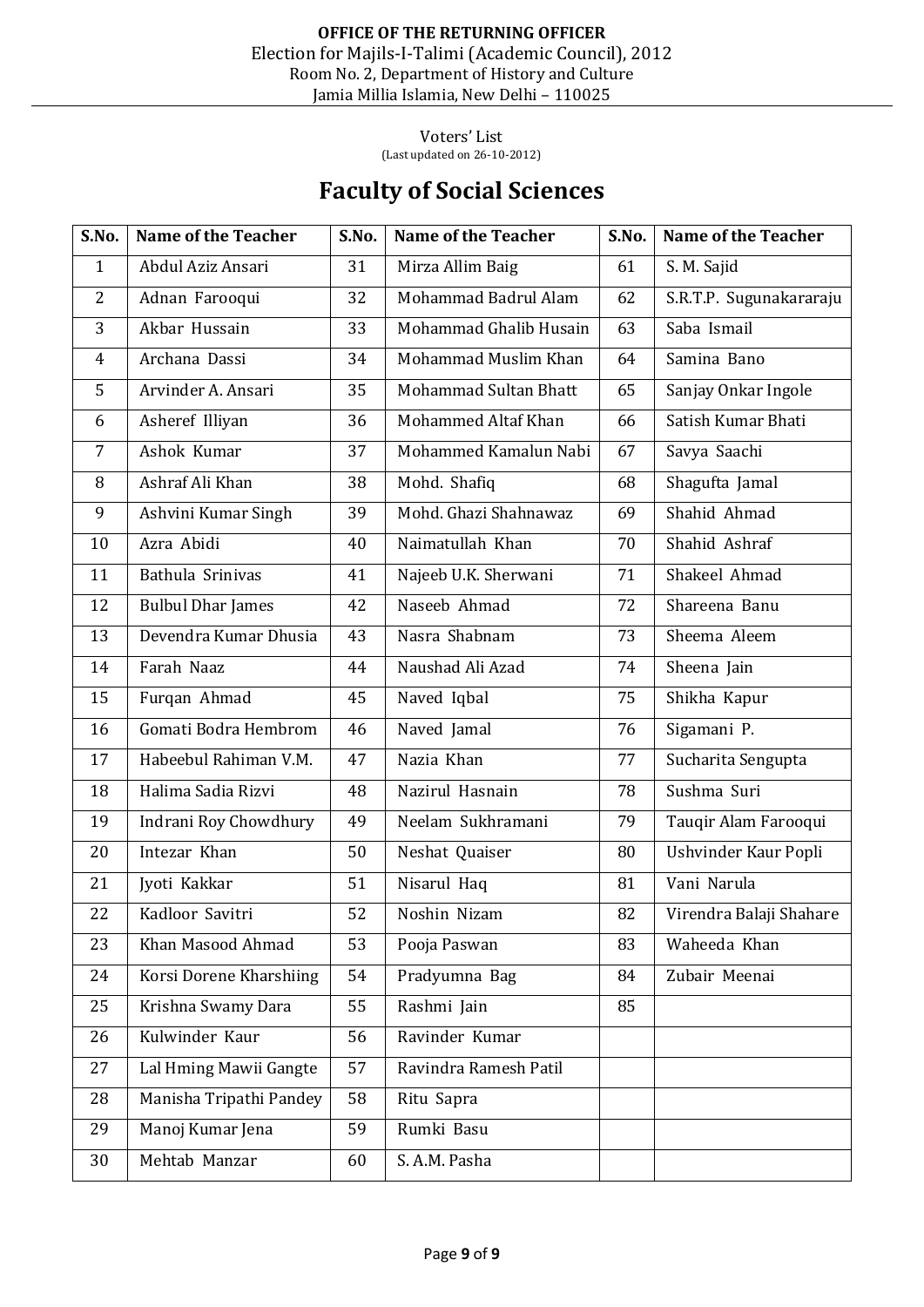**OFFICE OF THE RETURNING OFFICER**
Election for Majils-I-Talimi (Academic Council), 2012
Room No. 2, Department of History and Culture
Jamia Millia Islamia, New Delhi – 110025

Voters' List
(Last updated on 26-10-2012)

# Faculty of Social Sciences

| S.No. | Name of the Teacher | S.No. | Name of the Teacher | S.No. | Name of the Teacher |
|---|---|---|---|---|---|
| 1 | Abdul Aziz Ansari | 31 | Mirza Allim Baig | 61 | S. M. Sajid |
| 2 | Adnan Farooqui | 32 | Mohammad Badrul Alam | 62 | S.R.T.P. Sugunakararaju |
| 3 | Akbar Hussain | 33 | Mohammad Ghalib Husain | 63 | Saba Ismail |
| 4 | Archana Dassi | 34 | Mohammad Muslim Khan | 64 | Samina Bano |
| 5 | Arvinder A. Ansari | 35 | Mohammad Sultan Bhatt | 65 | Sanjay Onkar Ingole |
| 6 | Asheref Illiyan | 36 | Mohammed Altaf Khan | 66 | Satish Kumar Bhati |
| 7 | Ashok Kumar | 37 | Mohammed Kamalun Nabi | 67 | Savya Saachi |
| 8 | Ashraf Ali Khan | 38 | Mohd. Shafiq | 68 | Shagufta Jamal |
| 9 | Ashvini Kumar Singh | 39 | Mohd. Ghazi Shahnawaz | 69 | Shahid Ahmad |
| 10 | Azra Abidi | 40 | Naimatullah Khan | 70 | Shahid Ashraf |
| 11 | Bathula Srinivas | 41 | Najeeb U.K. Sherwani | 71 | Shakeel Ahmad |
| 12 | Bulbul Dhar James | 42 | Naseeb Ahmad | 72 | Shareena Banu |
| 13 | Devendra Kumar Dhusia | 43 | Nasra Shabnam | 73 | Sheema Aleem |
| 14 | Farah Naaz | 44 | Naushad Ali Azad | 74 | Sheena Jain |
| 15 | Furqan Ahmad | 45 | Naved Iqbal | 75 | Shikha Kapur |
| 16 | Gomati Bodra Hembrom | 46 | Naved Jamal | 76 | Sigamani P. |
| 17 | Habeebul Rahiman V.M. | 47 | Nazia Khan | 77 | Sucharita Sengupta |
| 18 | Halima Sadia Rizvi | 48 | Nazirul Hasnain | 78 | Sushma Suri |
| 19 | Indrani Roy Chowdhury | 49 | Neelam Sukhramani | 79 | Tauqir Alam Farooqui |
| 20 | Intezar Khan | 50 | Neshat Quaiser | 80 | Ushvinder Kaur Popli |
| 21 | Jyoti Kakkar | 51 | Nisarul Haq | 81 | Vani Narula |
| 22 | Kadloor Savitri | 52 | Noshin Nizam | 82 | Virendra Balaji Shahare |
| 23 | Khan Masood Ahmad | 53 | Pooja Paswan | 83 | Waheeda Khan |
| 24 | Korsi Dorene Kharshiing | 54 | Pradyumna Bag | 84 | Zubair Meenai |
| 25 | Krishna Swamy Dara | 55 | Rashmi Jain | 85 | |
| 26 | Kulwinder Kaur | 56 | Ravinder Kumar | | |
| 27 | Lal Hming Mawii Gangte | 57 | Ravindra Ramesh Patil | | |
| 28 | Manisha Tripathi Pandey | 58 | Ritu Sapra | | |
| 29 | Manoj Kumar Jena | 59 | Rumki Basu | | |
| 30 | Mehtab Manzar | 60 | S. A.M. Pasha | | |